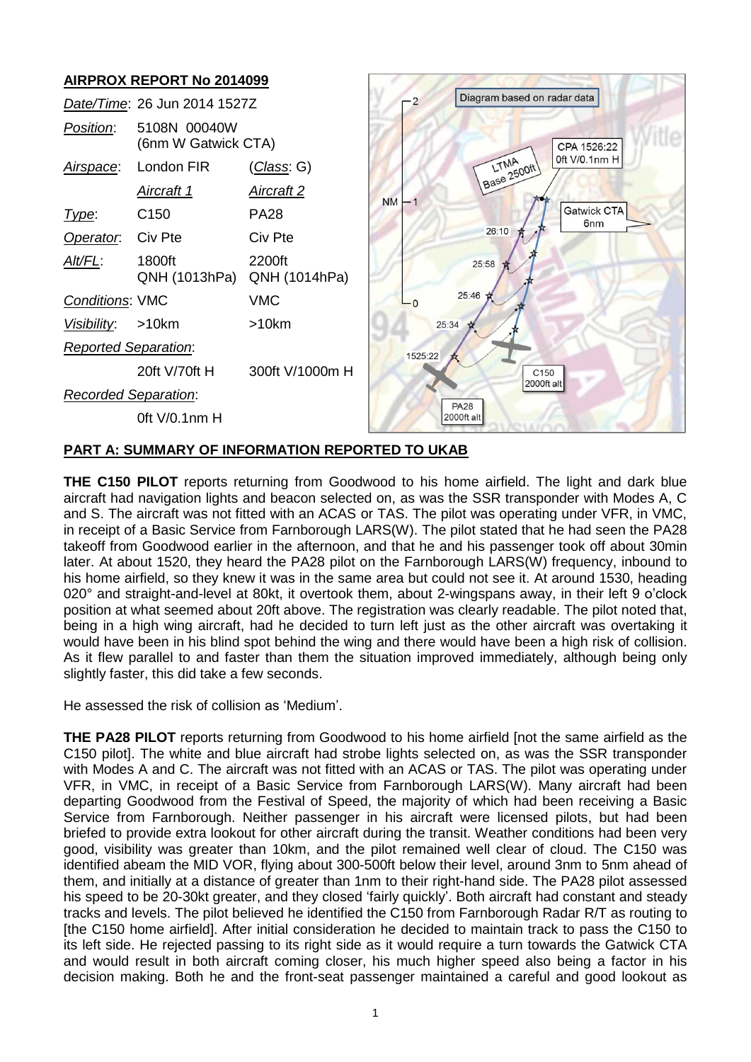## AIRPROX REPORT No 2014099

| | | |
|---|---|---|
| *Date/Time*: | 26 Jun 2014 1527Z | |
| *Position*: | 5108N 00040W (6nm W Gatwick CTA) | |
| *Airspace*: | London FIR | (*Class*: G) |
| | *Aircraft 1* | *Aircraft 2* |
| *Type*: | C150 | PA28 |
| *Operator*: | Civ Pte | Civ Pte |
| *Alt/FL*: | 1800ft QNH (1013hPa) | 2200ft QNH (1014hPa) |
| *Conditions*: | VMC | VMC |
| *Visibility*: | >10km | >10km |
| *Reported Separation*: | | |
| | 20ft V/70ft H | 300ft V/1000m H |
| *Recorded Separation*: | | |
| | 0ft V/0.1nm H | |

## PART A: SUMMARY OF INFORMATION REPORTED TO UKAB

**THE C150 PILOT** reports returning from Goodwood to his home airfield. The light and dark blue aircraft had navigation lights and beacon selected on, as was the SSR transponder with Modes A, C and S. The aircraft was not fitted with an ACAS or TAS. The pilot was operating under VFR, in VMC, in receipt of a Basic Service from Farnborough LARS(W). The pilot stated that he had seen the PA28 takeoff from Goodwood earlier in the afternoon, and that he and his passenger took off about 30min later. At about 1520, they heard the PA28 pilot on the Farnborough LARS(W) frequency, inbound to his home airfield, so they knew it was in the same area but could not see it. At around 1530, heading 020° and straight-and-level at 80kt, it overtook them, about 2-wingspans away, in their left 9 o'clock position at what seemed about 20ft above. The registration was clearly readable. The pilot noted that, being in a high wing aircraft, had he decided to turn left just as the other aircraft was overtaking it would have been in his blind spot behind the wing and there would have been a high risk of collision. As it flew parallel to and faster than them the situation improved immediately, although being only slightly faster, this did take a few seconds.

He assessed the risk of collision as 'Medium'.

**THE PA28 PILOT** reports returning from Goodwood to his home airfield [not the same airfield as the C150 pilot]. The white and blue aircraft had strobe lights selected on, as was the SSR transponder with Modes A and C. The aircraft was not fitted with an ACAS or TAS. The pilot was operating under VFR, in VMC, in receipt of a Basic Service from Farnborough LARS(W). Many aircraft had been departing Goodwood from the Festival of Speed, the majority of which had been receiving a Basic Service from Farnborough. Neither passenger in his aircraft were licensed pilots, but had been briefed to provide extra lookout for other aircraft during the transit. Weather conditions had been very good, visibility was greater than 10km, and the pilot remained well clear of cloud. The C150 was identified abeam the MID VOR, flying about 300-500ft below their level, around 3nm to 5nm ahead of them, and initially at a distance of greater than 1nm to their right-hand side. The PA28 pilot assessed his speed to be 20-30kt greater, and they closed 'fairly quickly'. Both aircraft had constant and steady tracks and levels. The pilot believed he identified the C150 from Farnborough Radar R/T as routing to [the C150 home airfield]. After initial consideration he decided to maintain track to pass the C150 to its left side. He rejected passing to its right side as it would require a turn towards the Gatwick CTA and would result in both aircraft coming closer, his much higher speed also being a factor in his decision making. Both he and the front-seat passenger maintained a careful and good lookout as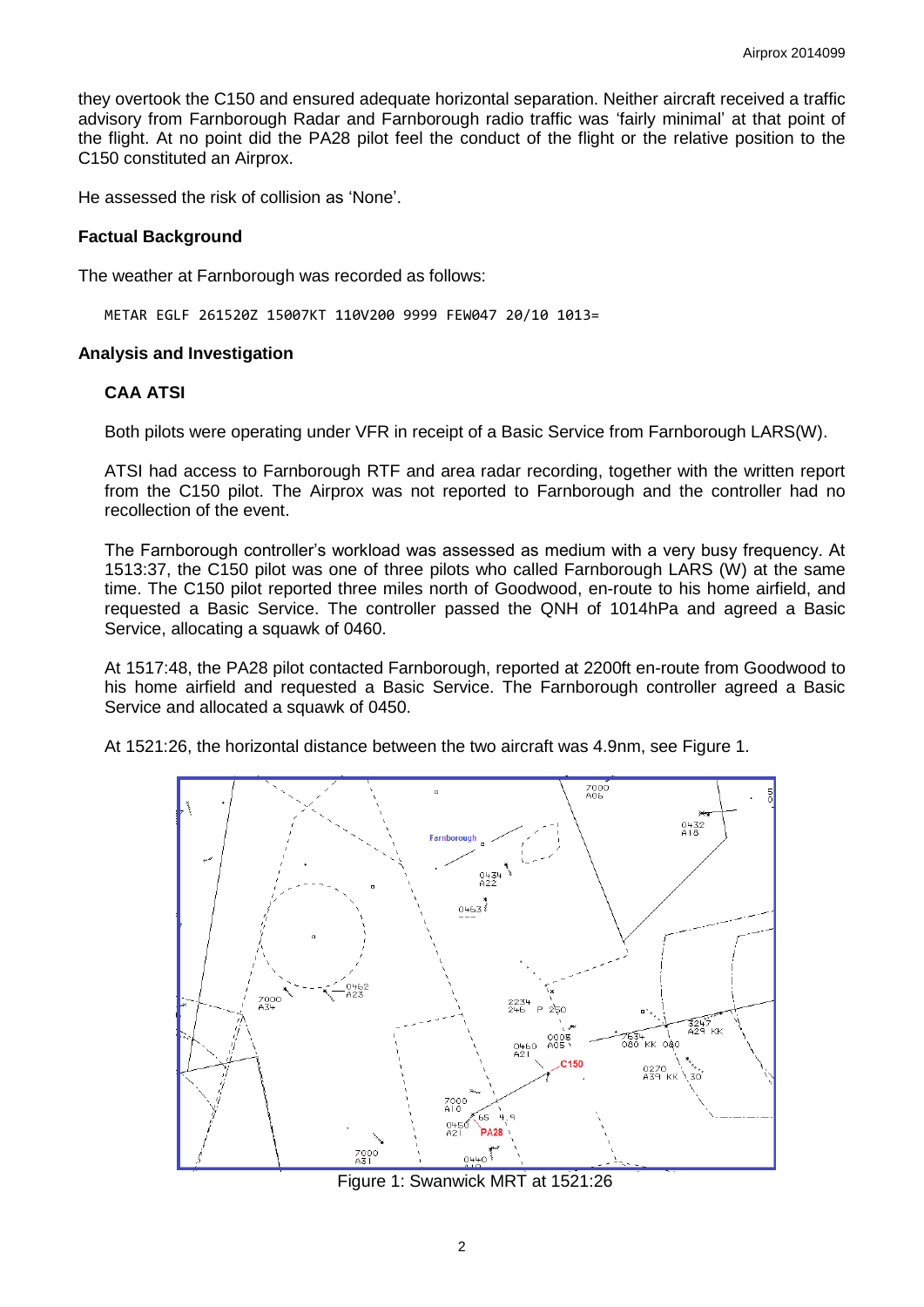they overtook the C150 and ensured adequate horizontal separation. Neither aircraft received a traffic advisory from Farnborough Radar and Farnborough radio traffic was 'fairly minimal' at that point of the flight. At no point did the PA28 pilot feel the conduct of the flight or the relative position to the C150 constituted an Airprox.

He assessed the risk of collision as 'None'.

### Factual Background

The weather at Farnborough was recorded as follows:

```
METAR EGLF 261520Z 15007KT 110V200 9999 FEW047 20/10 1013=
```

### Analysis and Investigation

#### CAA ATSI

Both pilots were operating under VFR in receipt of a Basic Service from Farnborough LARS(W).

ATSI had access to Farnborough RTF and area radar recording, together with the written report from the C150 pilot. The Airprox was not reported to Farnborough and the controller had no recollection of the event.

The Farnborough controller's workload was assessed as medium with a very busy frequency. At 1513:37, the C150 pilot was one of three pilots who called Farnborough LARS (W) at the same time. The C150 pilot reported three miles north of Goodwood, en-route to his home airfield, and requested a Basic Service. The controller passed the QNH of 1014hPa and agreed a Basic Service, allocating a squawk of 0460.

At 1517:48, the PA28 pilot contacted Farnborough, reported at 2200ft en-route from Goodwood to his home airfield and requested a Basic Service. The Farnborough controller agreed a Basic Service and allocated a squawk of 0450.

At 1521:26, the horizontal distance between the two aircraft was 4.9nm, see Figure 1.

Figure 1: Swanwick MRT at 1521:26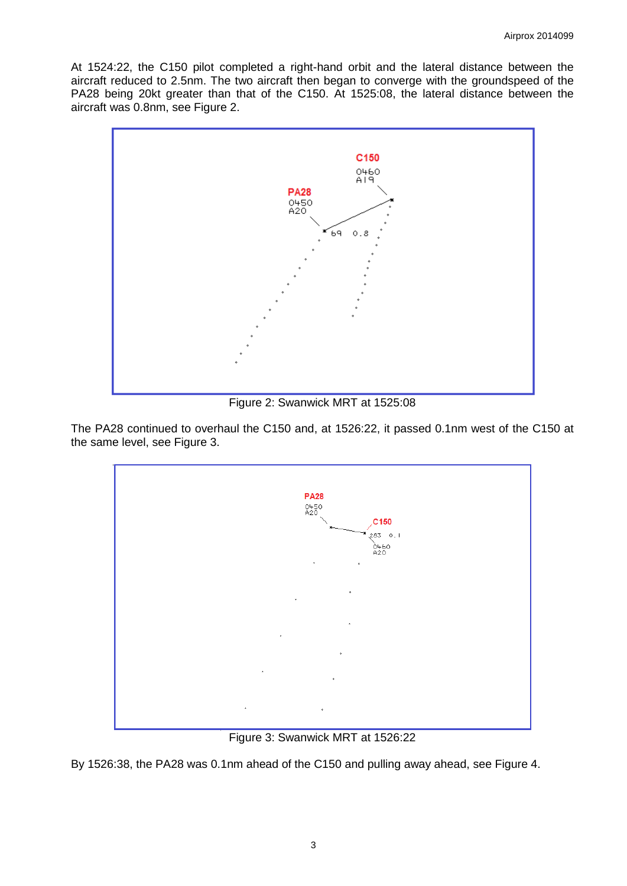At 1524:22, the C150 pilot completed a right-hand orbit and the lateral distance between the aircraft reduced to 2.5nm. The two aircraft then began to converge with the groundspeed of the PA28 being 20kt greater than that of the C150. At 1525:08, the lateral distance between the aircraft was 0.8nm, see Figure 2.

Figure 2: Swanwick MRT at 1525:08

The PA28 continued to overhaul the C150 and, at 1526:22, it passed 0.1nm west of the C150 at the same level, see Figure 3.

Figure 3: Swanwick MRT at 1526:22

By 1526:38, the PA28 was 0.1nm ahead of the C150 and pulling away ahead, see Figure 4.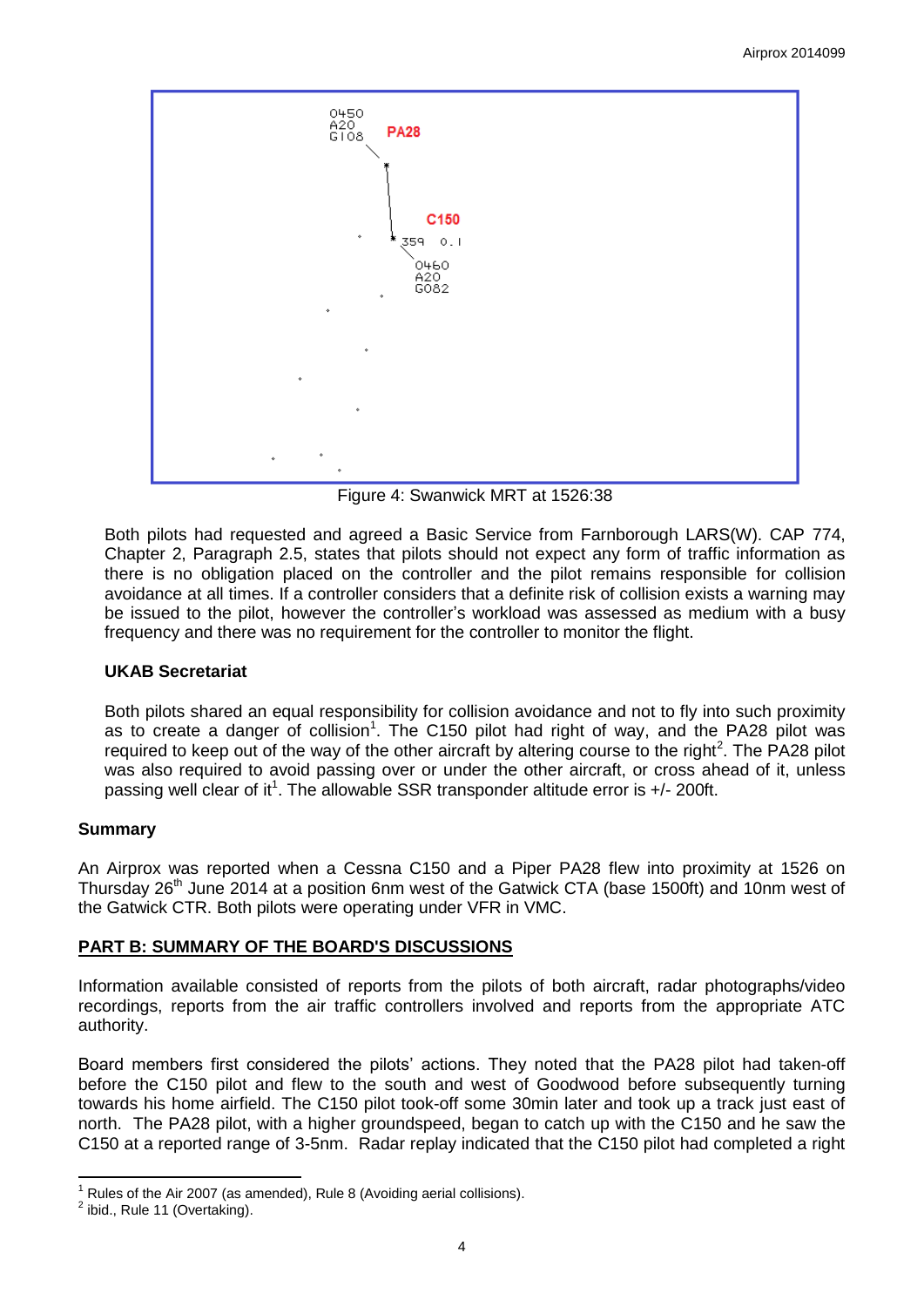Figure 4: Swanwick MRT at 1526:38

Both pilots had requested and agreed a Basic Service from Farnborough LARS(W). CAP 774, Chapter 2, Paragraph 2.5, states that pilots should not expect any form of traffic information as there is no obligation placed on the controller and the pilot remains responsible for collision avoidance at all times. If a controller considers that a definite risk of collision exists a warning may be issued to the pilot, however the controller's workload was assessed as medium with a busy frequency and there was no requirement for the controller to monitor the flight.

### UKAB Secretariat

Both pilots shared an equal responsibility for collision avoidance and not to fly into such proximity as to create a danger of collision[1]. The C150 pilot had right of way, and the PA28 pilot was required to keep out of the way of the other aircraft by altering course to the right[2]. The PA28 pilot was also required to avoid passing over or under the other aircraft, or cross ahead of it, unless passing well clear of it[1]. The allowable SSR transponder altitude error is +/- 200ft.

## Summary

An Airprox was reported when a Cessna C150 and a Piper PA28 flew into proximity at 1526 on Thursday 26th June 2014 at a position 6nm west of the Gatwick CTA (base 1500ft) and 10nm west of the Gatwick CTR. Both pilots were operating under VFR in VMC.

## PART B: SUMMARY OF THE BOARD'S DISCUSSIONS

Information available consisted of reports from the pilots of both aircraft, radar photographs/video recordings, reports from the air traffic controllers involved and reports from the appropriate ATC authority.

Board members first considered the pilots' actions. They noted that the PA28 pilot had taken-off before the C150 pilot and flew to the south and west of Goodwood before subsequently turning towards his home airfield. The C150 pilot took-off some 30min later and took up a track just east of north. The PA28 pilot, with a higher groundspeed, began to catch up with the C150 and he saw the C150 at a reported range of 3-5nm. Radar replay indicated that the C150 pilot had completed a right

[1] Rules of the Air 2007 (as amended), Rule 8 (Avoiding aerial collisions).

[2] ibid., Rule 11 (Overtaking).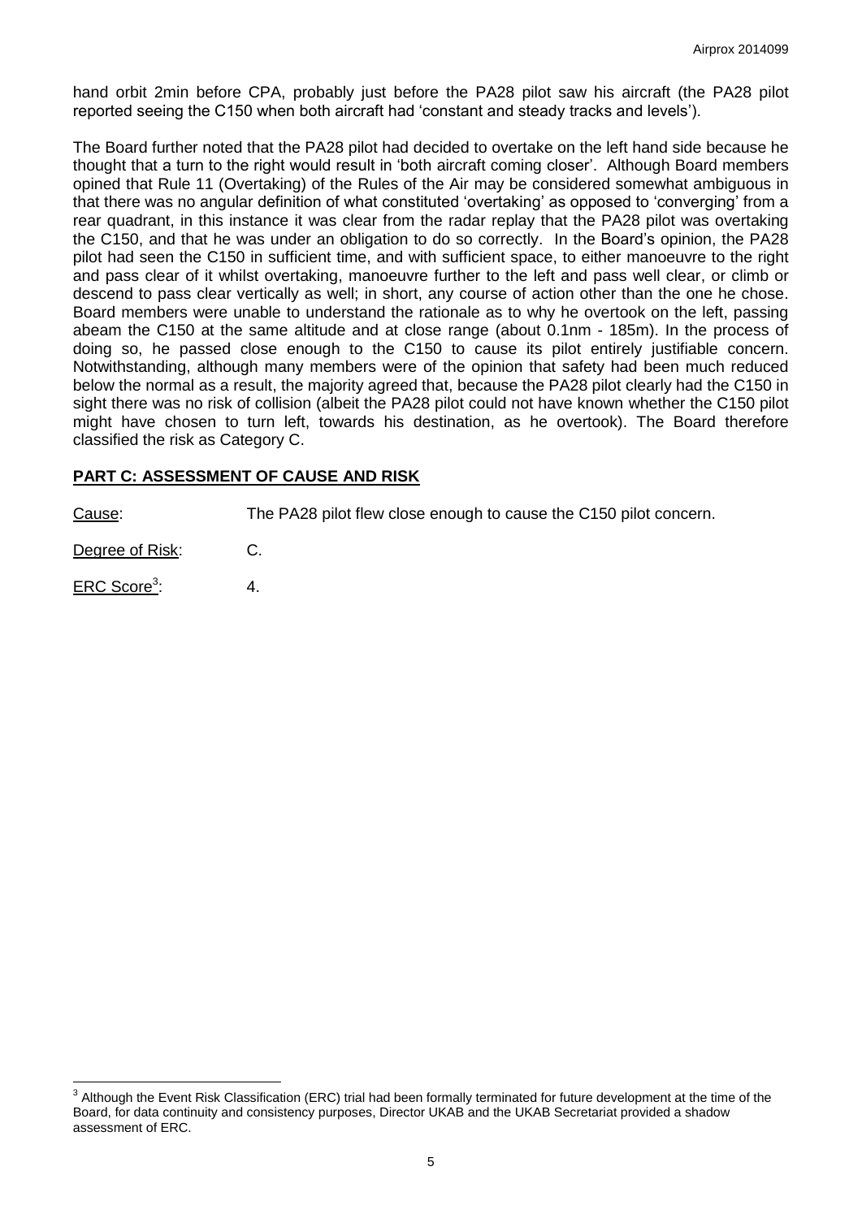hand orbit 2min before CPA, probably just before the PA28 pilot saw his aircraft (the PA28 pilot reported seeing the C150 when both aircraft had 'constant and steady tracks and levels').

The Board further noted that the PA28 pilot had decided to overtake on the left hand side because he thought that a turn to the right would result in 'both aircraft coming closer'. Although Board members opined that Rule 11 (Overtaking) of the Rules of the Air may be considered somewhat ambiguous in that there was no angular definition of what constituted 'overtaking' as opposed to 'converging' from a rear quadrant, in this instance it was clear from the radar replay that the PA28 pilot was overtaking the C150, and that he was under an obligation to do so correctly. In the Board's opinion, the PA28 pilot had seen the C150 in sufficient time, and with sufficient space, to either manoeuvre to the right and pass clear of it whilst overtaking, manoeuvre further to the left and pass well clear, or climb or descend to pass clear vertically as well; in short, any course of action other than the one he chose. Board members were unable to understand the rationale as to why he overtook on the left, passing abeam the C150 at the same altitude and at close range (about 0.1nm - 185m). In the process of doing so, he passed close enough to the C150 to cause its pilot entirely justifiable concern. Notwithstanding, although many members were of the opinion that safety had been much reduced below the normal as a result, the majority agreed that, because the PA28 pilot clearly had the C150 in sight there was no risk of collision (albeit the PA28 pilot could not have known whether the C150 pilot might have chosen to turn left, towards his destination, as he overtook). The Board therefore classified the risk as Category C.

## PART C: ASSESSMENT OF CAUSE AND RISK

Cause: The PA28 pilot flew close enough to cause the C150 pilot concern.

Degree of Risk: C.

ERC Score[3]: 4.

[3] Although the Event Risk Classification (ERC) trial had been formally terminated for future development at the time of the Board, for data continuity and consistency purposes, Director UKAB and the UKAB Secretariat provided a shadow assessment of ERC.